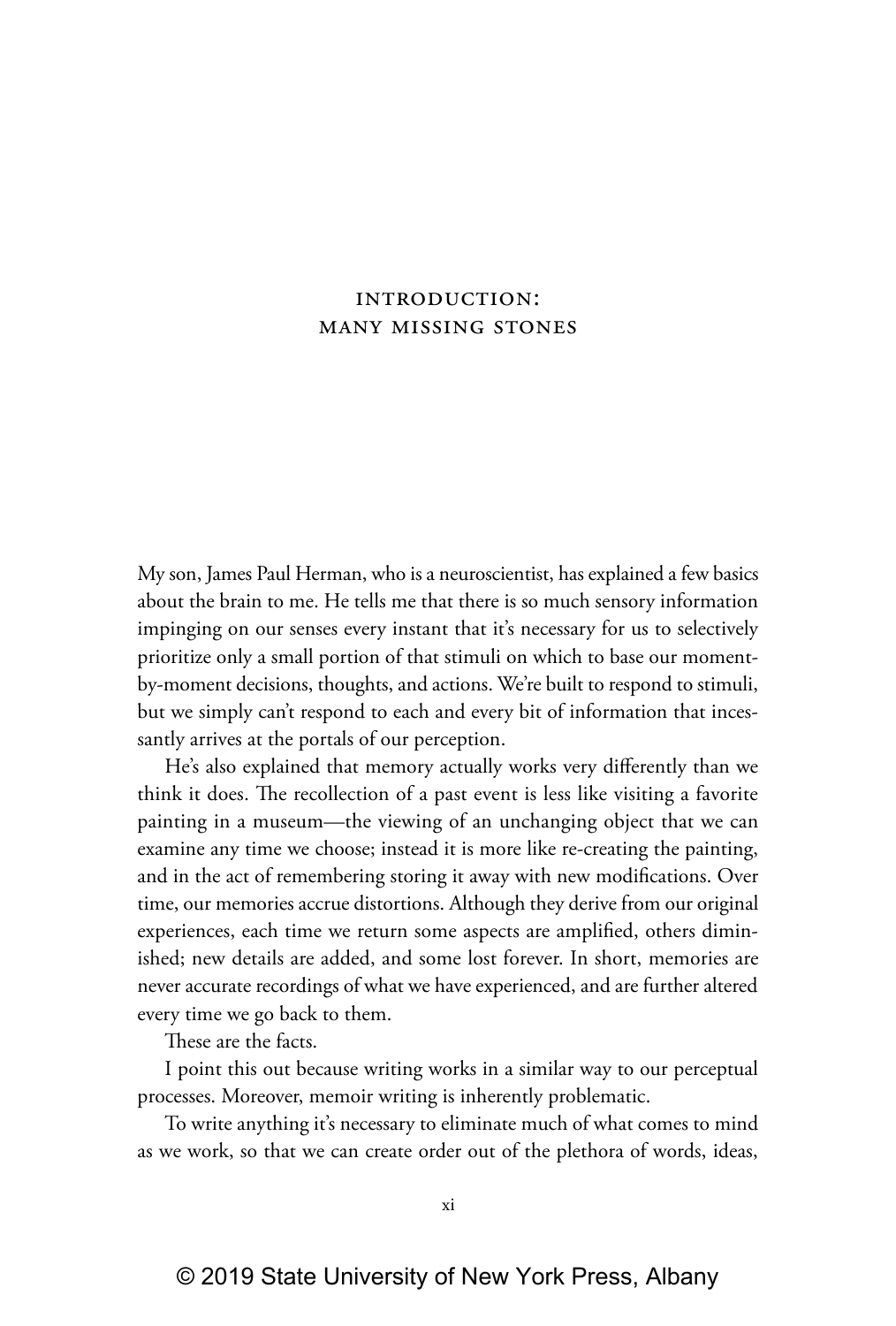# INTRODUCTION: MANY MISSING STONES

My son, James Paul Herman, who is a neuroscientist, has explained a few basics about the brain to me. He tells me that there is so much sensory information impinging on our senses every instant that it's necessary for us to selectively prioritize only a small portion of that stimuli on which to base our moment-by-moment decisions, thoughts, and actions. We're built to respond to stimuli, but we simply can't respond to each and every bit of information that incessantly arrives at the portals of our perception.

He's also explained that memory actually works very differently than we think it does. The recollection of a past event is less like visiting a favorite painting in a museum—the viewing of an unchanging object that we can examine any time we choose; instead it is more like re-creating the painting, and in the act of remembering storing it away with new modifications. Over time, our memories accrue distortions. Although they derive from our original experiences, each time we return some aspects are amplified, others diminished; new details are added, and some lost forever. In short, memories are never accurate recordings of what we have experienced, and are further altered every time we go back to them.

These are the facts.

I point this out because writing works in a similar way to our perceptual processes. Moreover, memoir writing is inherently problematic.

To write anything it's necessary to eliminate much of what comes to mind as we work, so that we can create order out of the plethora of words, ideas,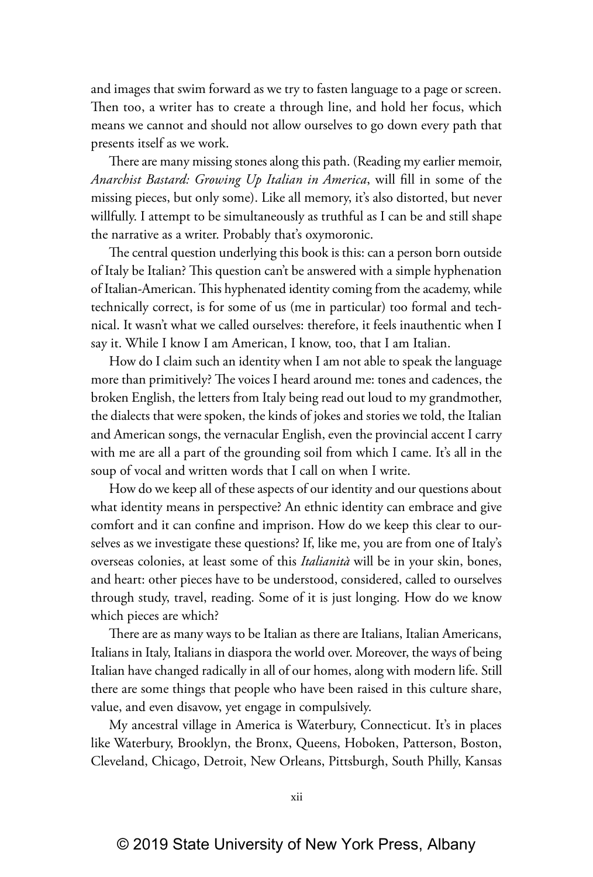and images that swim forward as we try to fasten language to a page or screen. Then too, a writer has to create a through line, and hold her focus, which means we cannot and should not allow ourselves to go down every path that presents itself as we work.

There are many missing stones along this path. (Reading my earlier memoir, *Anarchist Bastard: Growing Up Italian in America*, will fill in some of the missing pieces, but only some). Like all memory, it's also distorted, but never willfully. I attempt to be simultaneously as truthful as I can be and still shape the narrative as a writer. Probably that's oxymoronic.

The central question underlying this book is this: can a person born outside of Italy be Italian? This question can't be answered with a simple hyphenation of Italian-American. This hyphenated identity coming from the academy, while technically correct, is for some of us (me in particular) too formal and technical. It wasn't what we called ourselves: therefore, it feels inauthentic when I say it. While I know I am American, I know, too, that I am Italian.

How do I claim such an identity when I am not able to speak the language more than primitively? The voices I heard around me: tones and cadences, the broken English, the letters from Italy being read out loud to my grandmother, the dialects that were spoken, the kinds of jokes and stories we told, the Italian and American songs, the vernacular English, even the provincial accent I carry with me are all a part of the grounding soil from which I came. It's all in the soup of vocal and written words that I call on when I write.

How do we keep all of these aspects of our identity and our questions about what identity means in perspective? An ethnic identity can embrace and give comfort and it can confine and imprison. How do we keep this clear to ourselves as we investigate these questions? If, like me, you are from one of Italy's overseas colonies, at least some of this *Italianità* will be in your skin, bones, and heart: other pieces have to be understood, considered, called to ourselves through study, travel, reading. Some of it is just longing. How do we know which pieces are which?

There are as many ways to be Italian as there are Italians, Italian Americans, Italians in Italy, Italians in diaspora the world over. Moreover, the ways of being Italian have changed radically in all of our homes, along with modern life. Still there are some things that people who have been raised in this culture share, value, and even disavow, yet engage in compulsively.

My ancestral village in America is Waterbury, Connecticut. It's in places like Waterbury, Brooklyn, the Bronx, Queens, Hoboken, Patterson, Boston, Cleveland, Chicago, Detroit, New Orleans, Pittsburgh, South Philly, Kansas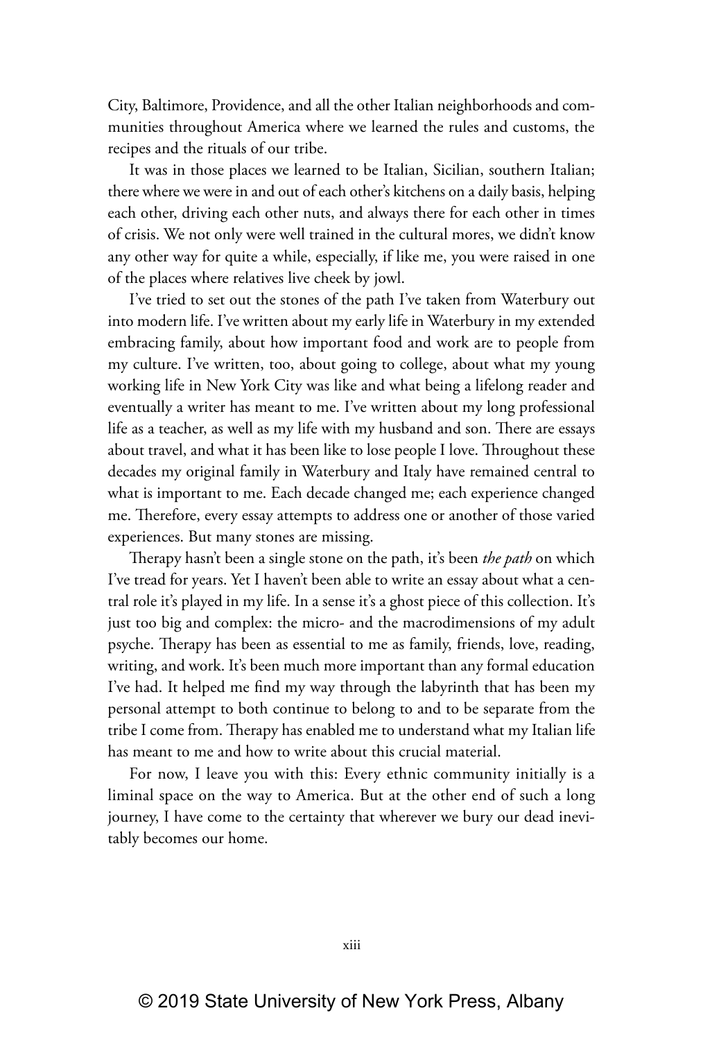City, Baltimore, Providence, and all the other Italian neighborhoods and communities throughout America where we learned the rules and customs, the recipes and the rituals of our tribe.

It was in those places we learned to be Italian, Sicilian, southern Italian; there where we were in and out of each other's kitchens on a daily basis, helping each other, driving each other nuts, and always there for each other in times of crisis. We not only were well trained in the cultural mores, we didn't know any other way for quite a while, especially, if like me, you were raised in one of the places where relatives live cheek by jowl.

I've tried to set out the stones of the path I've taken from Waterbury out into modern life. I've written about my early life in Waterbury in my extended embracing family, about how important food and work are to people from my culture. I've written, too, about going to college, about what my young working life in New York City was like and what being a lifelong reader and eventually a writer has meant to me. I've written about my long professional life as a teacher, as well as my life with my husband and son. There are essays about travel, and what it has been like to lose people I love. Throughout these decades my original family in Waterbury and Italy have remained central to what is important to me. Each decade changed me; each experience changed me. Therefore, every essay attempts to address one or another of those varied experiences. But many stones are missing.

Therapy hasn't been a single stone on the path, it's been *the path* on which I've tread for years. Yet I haven't been able to write an essay about what a central role it's played in my life. In a sense it's a ghost piece of this collection. It's just too big and complex: the micro- and the macrodimensions of my adult psyche. Therapy has been as essential to me as family, friends, love, reading, writing, and work. It's been much more important than any formal education I've had. It helped me find my way through the labyrinth that has been my personal attempt to both continue to belong to and to be separate from the tribe I come from. Therapy has enabled me to understand what my Italian life has meant to me and how to write about this crucial material.

For now, I leave you with this: Every ethnic community initially is a liminal space on the way to America. But at the other end of such a long journey, I have come to the certainty that wherever we bury our dead inevitably becomes our home.